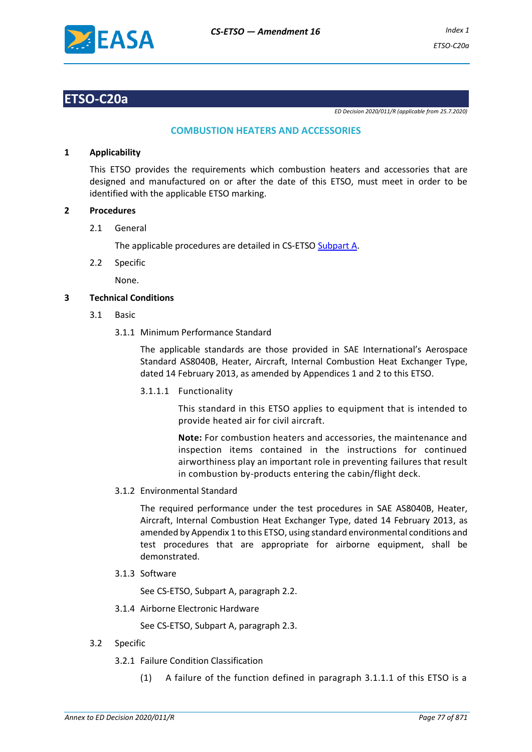# ETSO-C20a

*ED Decision 2020/011/R (applicable from 25.7.2020)*

## COMBUSTION HEATERS AND ACCESSORIES

### 1 Applicability

This ETSO provides the requirements which combustion heaters and accessories that are designed and manufactured on or after the date of this ETSO, must meet in order to be identified with the applicable ETSO marking.

### 2 Procedures

2.1 General

The applicable procedures are detailed in CS-ETSO Subpart A.

2.2 Specific

None.

### 3 Technical Conditions

3.1 Basic

3.1.1 Minimum Performance Standard

The applicable standards are those provided in SAE International's Aerospace Standard AS8040B, Heater, Aircraft, Internal Combustion Heat Exchanger Type, dated 14 February 2013, as amended by Appendices 1 and 2 to this ETSO.

3.1.1.1 Functionality

This standard in this ETSO applies to equipment that is intended to provide heated air for civil aircraft.

**Note:** For combustion heaters and accessories, the maintenance and inspection items contained in the instructions for continued airworthiness play an important role in preventing failures that result in combustion by-products entering the cabin/flight deck.

3.1.2 Environmental Standard

The required performance under the test procedures in SAE AS8040B, Heater, Aircraft, Internal Combustion Heat Exchanger Type, dated 14 February 2013, as amended by Appendix 1 to this ETSO, using standard environmental conditions and test procedures that are appropriate for airborne equipment, shall be demonstrated.

3.1.3 Software

See CS-ETSO, Subpart A, paragraph 2.2.

3.1.4 Airborne Electronic Hardware

See CS-ETSO, Subpart A, paragraph 2.3.

3.2 Specific

3.2.1 Failure Condition Classification

(1) A failure of the function defined in paragraph 3.1.1.1 of this ETSO is a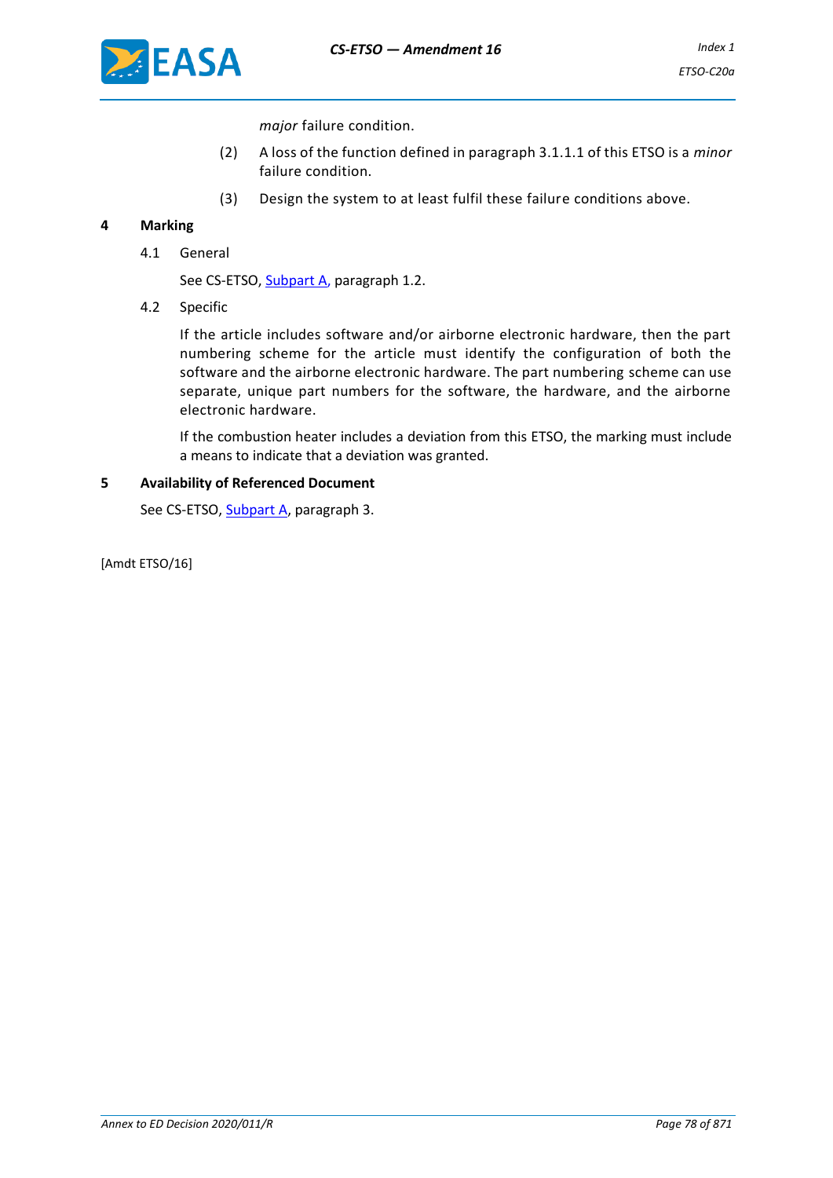*major* failure condition.

(2) A loss of the function defined in paragraph 3.1.1.1 of this ETSO is a *minor* failure condition.

(3) Design the system to at least fulfil these failure conditions above.

## 4 Marking

### 4.1 General

See CS-ETSO, Subpart A, paragraph 1.2.

### 4.2 Specific

If the article includes software and/or airborne electronic hardware, then the part numbering scheme for the article must identify the configuration of both the software and the airborne electronic hardware. The part numbering scheme can use separate, unique part numbers for the software, the hardware, and the airborne electronic hardware.

If the combustion heater includes a deviation from this ETSO, the marking must include a means to indicate that a deviation was granted.

## 5 Availability of Referenced Document

See CS-ETSO, Subpart A, paragraph 3.

[Amdt ETSO/16]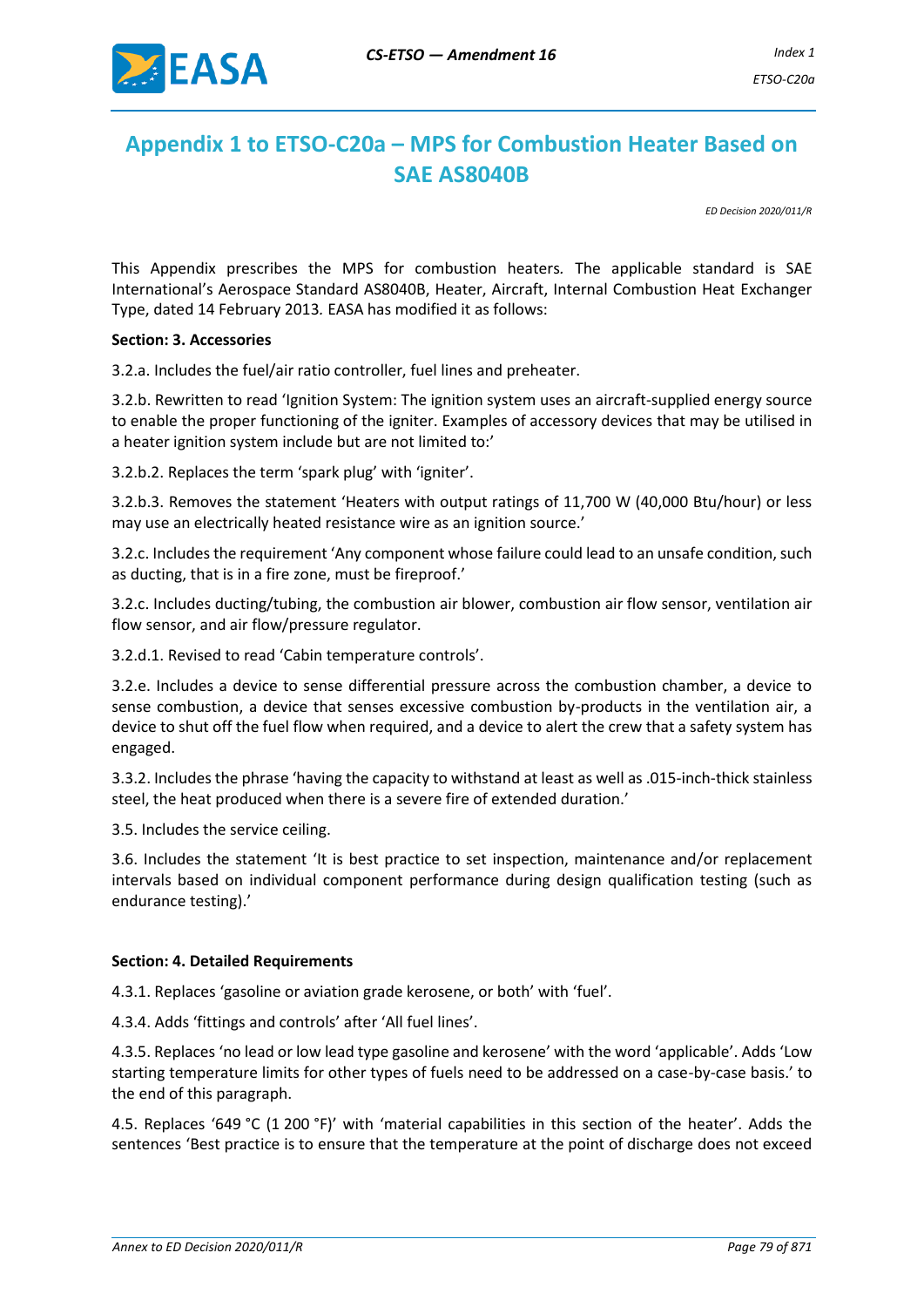# Appendix 1 to ETSO-C20a – MPS for Combustion Heater Based on SAE AS8040B

*ED Decision 2020/011/R*

This Appendix prescribes the MPS for combustion heaters. The applicable standard is SAE International's Aerospace Standard AS8040B, Heater, Aircraft, Internal Combustion Heat Exchanger Type, dated 14 February 2013. EASA has modified it as follows:

**Section: 3. Accessories**

3.2.a. Includes the fuel/air ratio controller, fuel lines and preheater.

3.2.b. Rewritten to read 'Ignition System: The ignition system uses an aircraft-supplied energy source to enable the proper functioning of the igniter. Examples of accessory devices that may be utilised in a heater ignition system include but are not limited to:'

3.2.b.2. Replaces the term 'spark plug' with 'igniter'.

3.2.b.3. Removes the statement 'Heaters with output ratings of 11,700 W (40,000 Btu/hour) or less may use an electrically heated resistance wire as an ignition source.'

3.2.c. Includes the requirement 'Any component whose failure could lead to an unsafe condition, such as ducting, that is in a fire zone, must be fireproof.'

3.2.c. Includes ducting/tubing, the combustion air blower, combustion air flow sensor, ventilation air flow sensor, and air flow/pressure regulator.

3.2.d.1. Revised to read 'Cabin temperature controls'.

3.2.e. Includes a device to sense differential pressure across the combustion chamber, a device to sense combustion, a device that senses excessive combustion by-products in the ventilation air, a device to shut off the fuel flow when required, and a device to alert the crew that a safety system has engaged.

3.3.2. Includes the phrase 'having the capacity to withstand at least as well as .015-inch-thick stainless steel, the heat produced when there is a severe fire of extended duration.'

3.5. Includes the service ceiling.

3.6. Includes the statement 'It is best practice to set inspection, maintenance and/or replacement intervals based on individual component performance during design qualification testing (such as endurance testing).'

**Section: 4. Detailed Requirements**

4.3.1. Replaces 'gasoline or aviation grade kerosene, or both' with 'fuel'.

4.3.4. Adds 'fittings and controls' after 'All fuel lines'.

4.3.5. Replaces 'no lead or low lead type gasoline and kerosene' with the word 'applicable'. Adds 'Low starting temperature limits for other types of fuels need to be addressed on a case-by-case basis.' to the end of this paragraph.

4.5. Replaces '649 °C (1 200 °F)' with 'material capabilities in this section of the heater'. Adds the sentences 'Best practice is to ensure that the temperature at the point of discharge does not exceed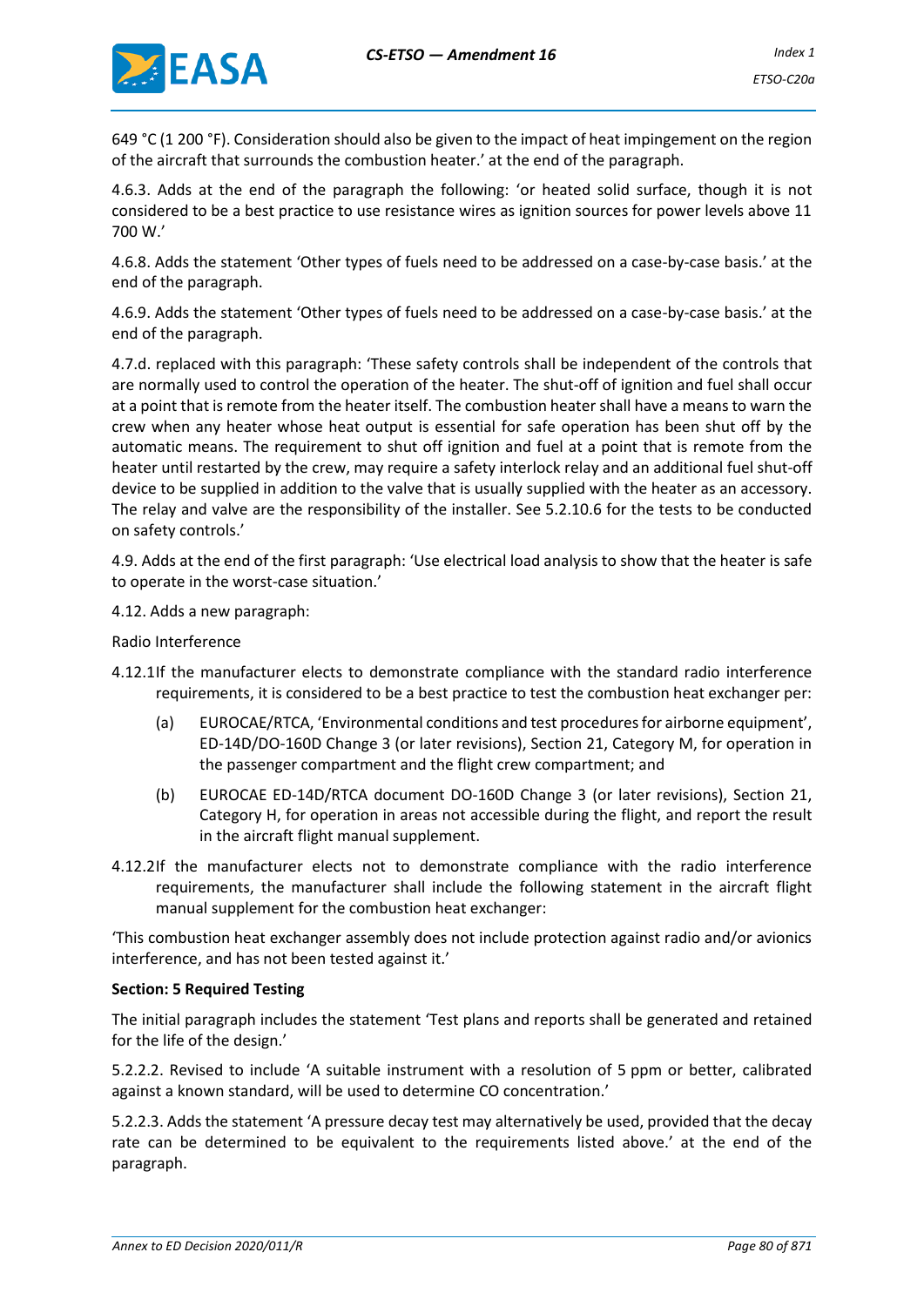649 °C (1 200 °F). Consideration should also be given to the impact of heat impingement on the region of the aircraft that surrounds the combustion heater.' at the end of the paragraph.

4.6.3. Adds at the end of the paragraph the following: 'or heated solid surface, though it is not considered to be a best practice to use resistance wires as ignition sources for power levels above 11 700 W.'

4.6.8. Adds the statement 'Other types of fuels need to be addressed on a case-by-case basis.' at the end of the paragraph.

4.6.9. Adds the statement 'Other types of fuels need to be addressed on a case-by-case basis.' at the end of the paragraph.

4.7.d. replaced with this paragraph: 'These safety controls shall be independent of the controls that are normally used to control the operation of the heater. The shut-off of ignition and fuel shall occur at a point that is remote from the heater itself. The combustion heater shall have a means to warn the crew when any heater whose heat output is essential for safe operation has been shut off by the automatic means. The requirement to shut off ignition and fuel at a point that is remote from the heater until restarted by the crew, may require a safety interlock relay and an additional fuel shut-off device to be supplied in addition to the valve that is usually supplied with the heater as an accessory. The relay and valve are the responsibility of the installer. See 5.2.10.6 for the tests to be conducted on safety controls.'

4.9. Adds at the end of the first paragraph: 'Use electrical load analysis to show that the heater is safe to operate in the worst-case situation.'

4.12. Adds a new paragraph:

Radio Interference

4.12.1 If the manufacturer elects to demonstrate compliance with the standard radio interference requirements, it is considered to be a best practice to test the combustion heat exchanger per:

(a) EUROCAE/RTCA, 'Environmental conditions and test procedures for airborne equipment', ED-14D/DO-160D Change 3 (or later revisions), Section 21, Category M, for operation in the passenger compartment and the flight crew compartment; and

(b) EUROCAE ED-14D/RTCA document DO-160D Change 3 (or later revisions), Section 21, Category H, for operation in areas not accessible during the flight, and report the result in the aircraft flight manual supplement.

4.12.2 If the manufacturer elects not to demonstrate compliance with the radio interference requirements, the manufacturer shall include the following statement in the aircraft flight manual supplement for the combustion heat exchanger:

'This combustion heat exchanger assembly does not include protection against radio and/or avionics interference, and has not been tested against it.'

**Section: 5 Required Testing**

The initial paragraph includes the statement 'Test plans and reports shall be generated and retained for the life of the design.'

5.2.2.2. Revised to include 'A suitable instrument with a resolution of 5 ppm or better, calibrated against a known standard, will be used to determine CO concentration.'

5.2.2.3. Adds the statement 'A pressure decay test may alternatively be used, provided that the decay rate can be determined to be equivalent to the requirements listed above.' at the end of the paragraph.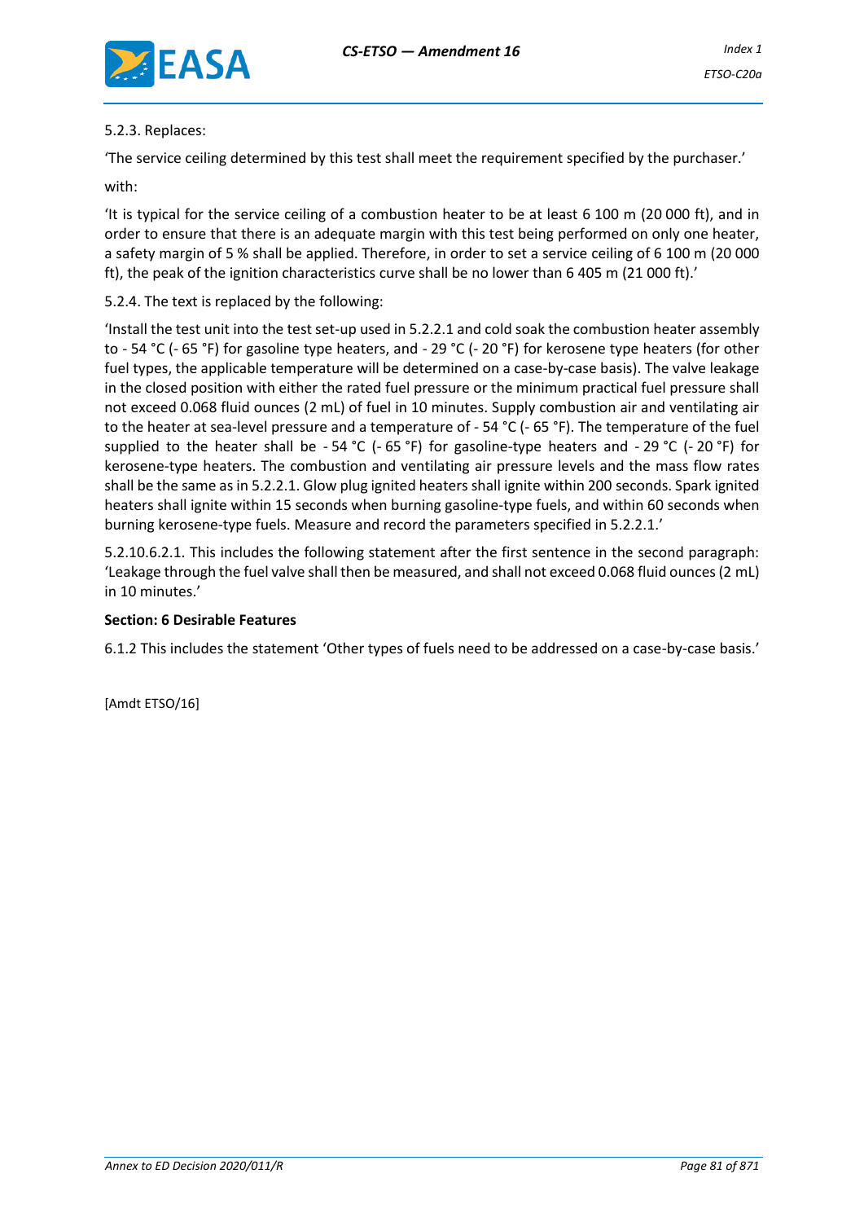5.2.3. Replaces:

'The service ceiling determined by this test shall meet the requirement specified by the purchaser.'

with:

'It is typical for the service ceiling of a combustion heater to be at least 6 100 m (20 000 ft), and in order to ensure that there is an adequate margin with this test being performed on only one heater, a safety margin of 5 % shall be applied. Therefore, in order to set a service ceiling of 6 100 m (20 000 ft), the peak of the ignition characteristics curve shall be no lower than 6 405 m (21 000 ft).'

5.2.4. The text is replaced by the following:

'Install the test unit into the test set-up used in 5.2.2.1 and cold soak the combustion heater assembly to - 54 °C (- 65 °F) for gasoline type heaters, and - 29 °C (- 20 °F) for kerosene type heaters (for other fuel types, the applicable temperature will be determined on a case-by-case basis). The valve leakage in the closed position with either the rated fuel pressure or the minimum practical fuel pressure shall not exceed 0.068 fluid ounces (2 mL) of fuel in 10 minutes. Supply combustion air and ventilating air to the heater at sea-level pressure and a temperature of - 54 °C (- 65 °F). The temperature of the fuel supplied to the heater shall be - 54 °C (- 65 °F) for gasoline-type heaters and - 29 °C (- 20 °F) for kerosene-type heaters. The combustion and ventilating air pressure levels and the mass flow rates shall be the same as in 5.2.2.1. Glow plug ignited heaters shall ignite within 200 seconds. Spark ignited heaters shall ignite within 15 seconds when burning gasoline-type fuels, and within 60 seconds when burning kerosene-type fuels. Measure and record the parameters specified in 5.2.2.1.'

5.2.10.6.2.1. This includes the following statement after the first sentence in the second paragraph: 'Leakage through the fuel valve shall then be measured, and shall not exceed 0.068 fluid ounces (2 mL) in 10 minutes.'

**Section: 6 Desirable Features**

6.1.2 This includes the statement 'Other types of fuels need to be addressed on a case-by-case basis.'

[Amdt ETSO/16]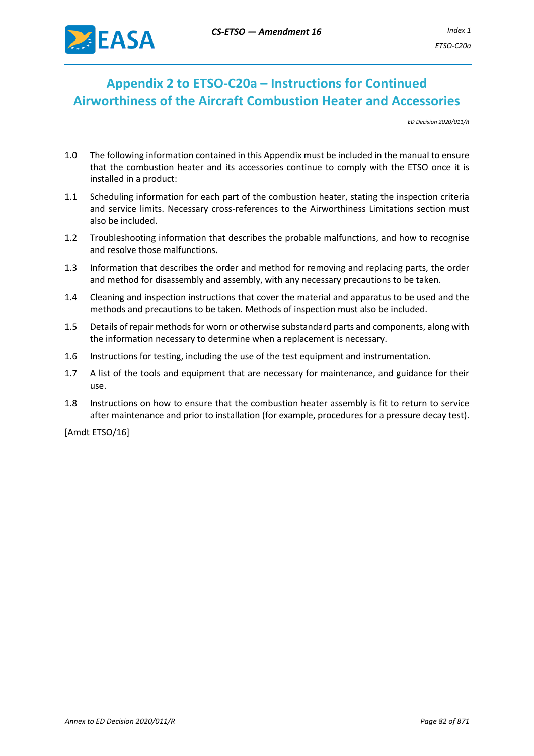# Appendix 2 to ETSO-C20a – Instructions for Continued Airworthiness of the Aircraft Combustion Heater and Accessories

*ED Decision 2020/011/R*

1.0 The following information contained in this Appendix must be included in the manual to ensure that the combustion heater and its accessories continue to comply with the ETSO once it is installed in a product:

1.1 Scheduling information for each part of the combustion heater, stating the inspection criteria and service limits. Necessary cross-references to the Airworthiness Limitations section must also be included.

1.2 Troubleshooting information that describes the probable malfunctions, and how to recognise and resolve those malfunctions.

1.3 Information that describes the order and method for removing and replacing parts, the order and method for disassembly and assembly, with any necessary precautions to be taken.

1.4 Cleaning and inspection instructions that cover the material and apparatus to be used and the methods and precautions to be taken. Methods of inspection must also be included.

1.5 Details of repair methods for worn or otherwise substandard parts and components, along with the information necessary to determine when a replacement is necessary.

1.6 Instructions for testing, including the use of the test equipment and instrumentation.

1.7 A list of the tools and equipment that are necessary for maintenance, and guidance for their use.

1.8 Instructions on how to ensure that the combustion heater assembly is fit to return to service after maintenance and prior to installation (for example, procedures for a pressure decay test).

[Amdt ETSO/16]